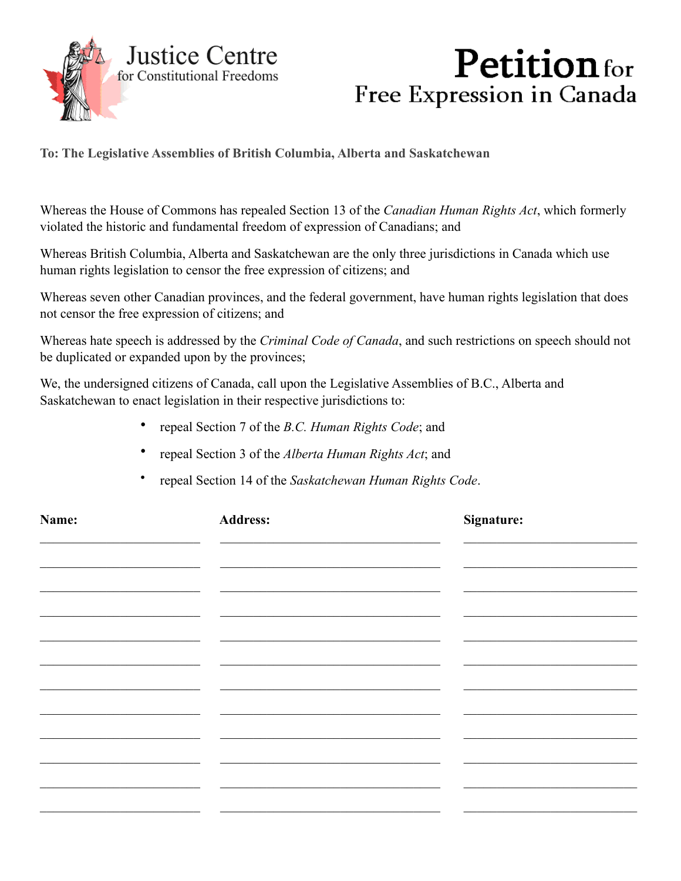Justice Centre for Constitutional Freedoms

# Petition for Free Expression in Canada

**To: The Legislative Assemblies of British Columbia, Alberta and Saskatchewan**

Whereas the House of Commons has repealed Section 13 of the *Canadian Human Rights Act*, which formerly violated the historic and fundamental freedom of expression of Canadians; and

Whereas British Columbia, Alberta and Saskatchewan are the only three jurisdictions in Canada which use human rights legislation to censor the free expression of citizens; and

Whereas seven other Canadian provinces, and the federal government, have human rights legislation that does not censor the free expression of citizens; and

Whereas hate speech is addressed by the *Criminal Code of Canada*, and such restrictions on speech should not be duplicated or expanded upon by the provinces;

We, the undersigned citizens of Canada, call upon the Legislative Assemblies of B.C., Alberta and Saskatchewan to enact legislation in their respective jurisdictions to:

- repeal Section 7 of the *B.C. Human Rights Code*; and
- repeal Section 3 of the *Alberta Human Rights Act*; and
- repeal Section 14 of the *Saskatchewan Human Rights Code*.

| **Name:** | **Address:** | **Signature:** |
|---|---|---|
| | | |
| | | |
| | | |
| | | |
| | | |
| | | |
| | | |
| | | |
| | | |
| | | |
| | | |
| | | |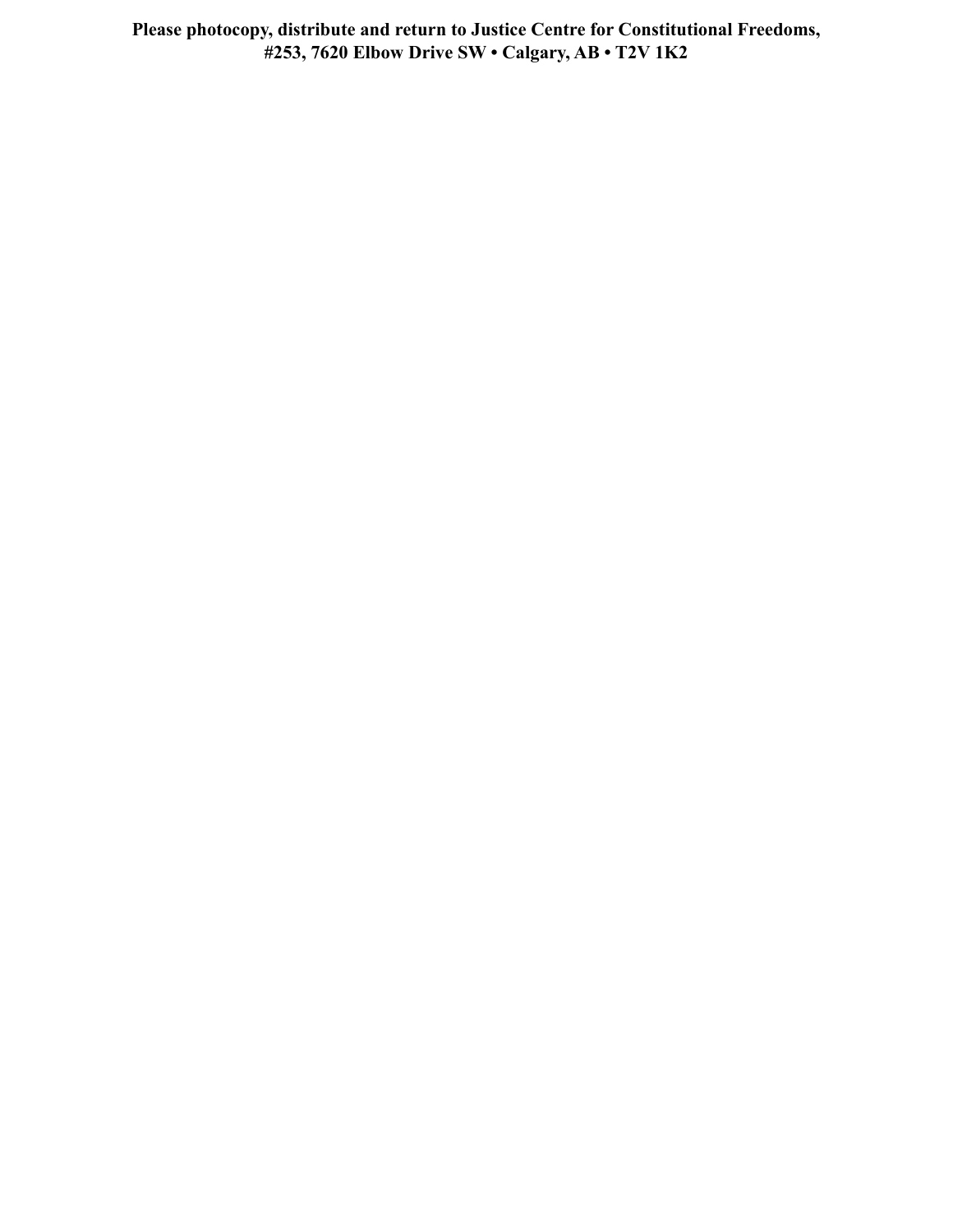**Please photocopy, distribute and return to Justice Centre for Constitutional Freedoms, #253, 7620 Elbow Drive SW • Calgary, AB • T2V 1K2**